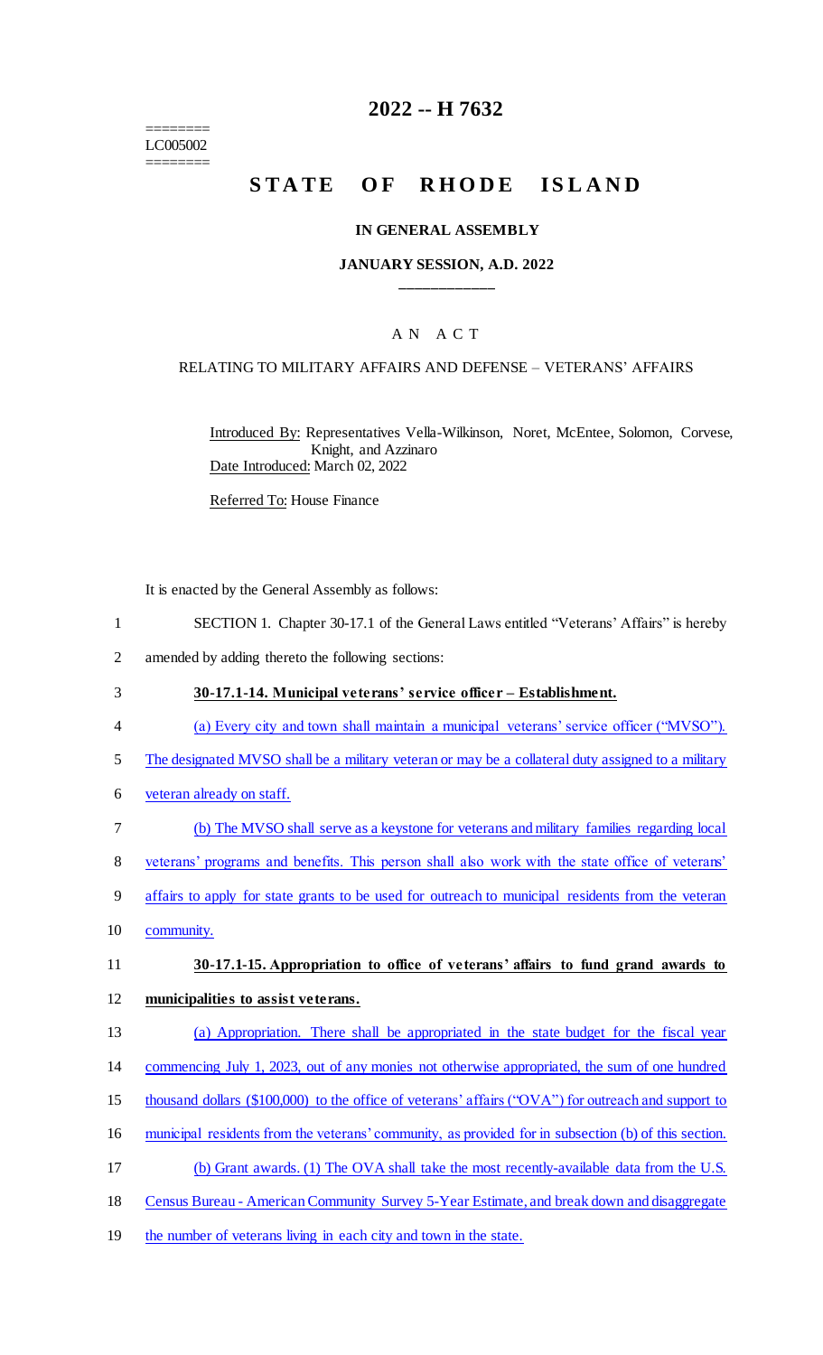========
LC005002
========

# 2022 -- H 7632

# STATE OF RHODE ISLAND

**IN GENERAL ASSEMBLY**

**JANUARY SESSION, A.D. 2022**

\_\_\_\_\_\_\_\_\_\_\_\_

A N A C T

RELATING TO MILITARY AFFAIRS AND DEFENSE – VETERANS' AFFAIRS

Introduced By: Representatives Vella-Wilkinson, Noret, McEntee, Solomon, Corvese, Knight, and Azzinaro

Date Introduced: March 02, 2022

Referred To: House Finance

It is enacted by the General Assembly as follows:

1 SECTION 1. Chapter 30-17.1 of the General Laws entitled "Veterans' Affairs" is hereby
2 amended by adding thereto the following sections:

3 **30-17.1-14. Municipal veterans' service officer – Establishment.**

4 (a) Every city and town shall maintain a municipal veterans' service officer ("MVSO").
5 The designated MVSO shall be a military veteran or may be a collateral duty assigned to a military
6 veteran already on staff.

7 (b) The MVSO shall serve as a keystone for veterans and military families regarding local
8 veterans' programs and benefits. This person shall also work with the state office of veterans'
9 affairs to apply for state grants to be used for outreach to municipal residents from the veteran
10 community.

11 **30-17.1-15. Appropriation to office of veterans' affairs to fund grand awards to**
12 **municipalities to assist veterans.**

13 (a) Appropriation. There shall be appropriated in the state budget for the fiscal year
14 commencing July 1, 2023, out of any monies not otherwise appropriated, the sum of one hundred
15 thousand dollars ($100,000) to the office of veterans' affairs ("OVA") for outreach and support to
16 municipal residents from the veterans' community, as provided for in subsection (b) of this section.

17 (b) Grant awards. (1) The OVA shall take the most recently-available data from the U.S.
18 Census Bureau - American Community Survey 5-Year Estimate, and break down and disaggregate
19 the number of veterans living in each city and town in the state.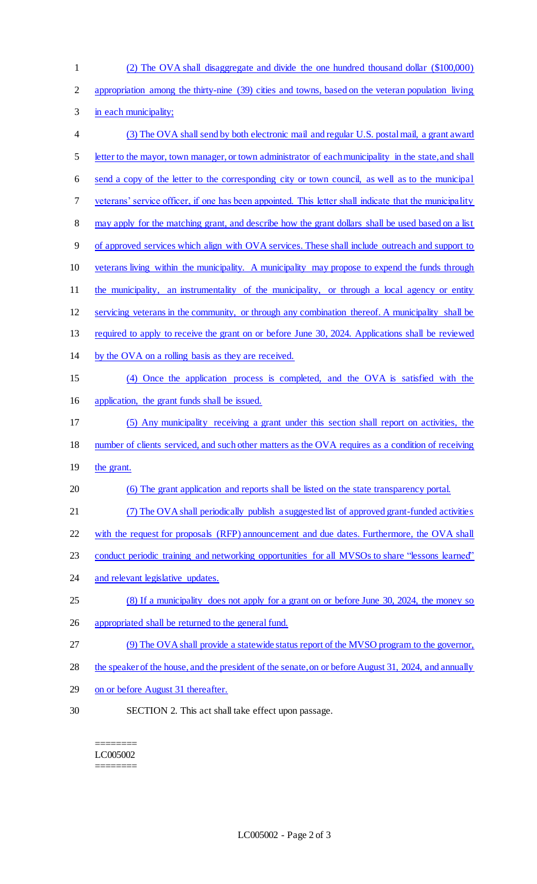(2) The OVA shall disaggregate and divide the one hundred thousand dollar ($100,000) appropriation among the thirty-nine (39) cities and towns, based on the veteran population living in each municipality;

(3) The OVA shall send by both electronic mail and regular U.S. postal mail, a grant award letter to the mayor, town manager, or town administrator of each municipality in the state, and shall send a copy of the letter to the corresponding city or town council, as well as to the municipal veterans' service officer, if one has been appointed. This letter shall indicate that the municipality may apply for the matching grant, and describe how the grant dollars shall be used based on a list of approved services which align with OVA services. These shall include outreach and support to veterans living within the municipality. A municipality may propose to expend the funds through the municipality, an instrumentality of the municipality, or through a local agency or entity servicing veterans in the community, or through any combination thereof. A municipality shall be required to apply to receive the grant on or before June 30, 2024. Applications shall be reviewed by the OVA on a rolling basis as they are received.

(4) Once the application process is completed, and the OVA is satisfied with the application, the grant funds shall be issued.

(5) Any municipality receiving a grant under this section shall report on activities, the number of clients serviced, and such other matters as the OVA requires as a condition of receiving the grant.

(6) The grant application and reports shall be listed on the state transparency portal.

(7) The OVA shall periodically publish a suggested list of approved grant-funded activities with the request for proposals (RFP) announcement and due dates. Furthermore, the OVA shall conduct periodic training and networking opportunities for all MVSOs to share "lessons learned" and relevant legislative updates.

(8) If a municipality does not apply for a grant on or before June 30, 2024, the money so appropriated shall be returned to the general fund.

(9) The OVA shall provide a statewide status report of the MVSO program to the governor, the speaker of the house, and the president of the senate, on or before August 31, 2024, and annually on or before August 31 thereafter.

SECTION 2. This act shall take effect upon passage.

========
LC005002
========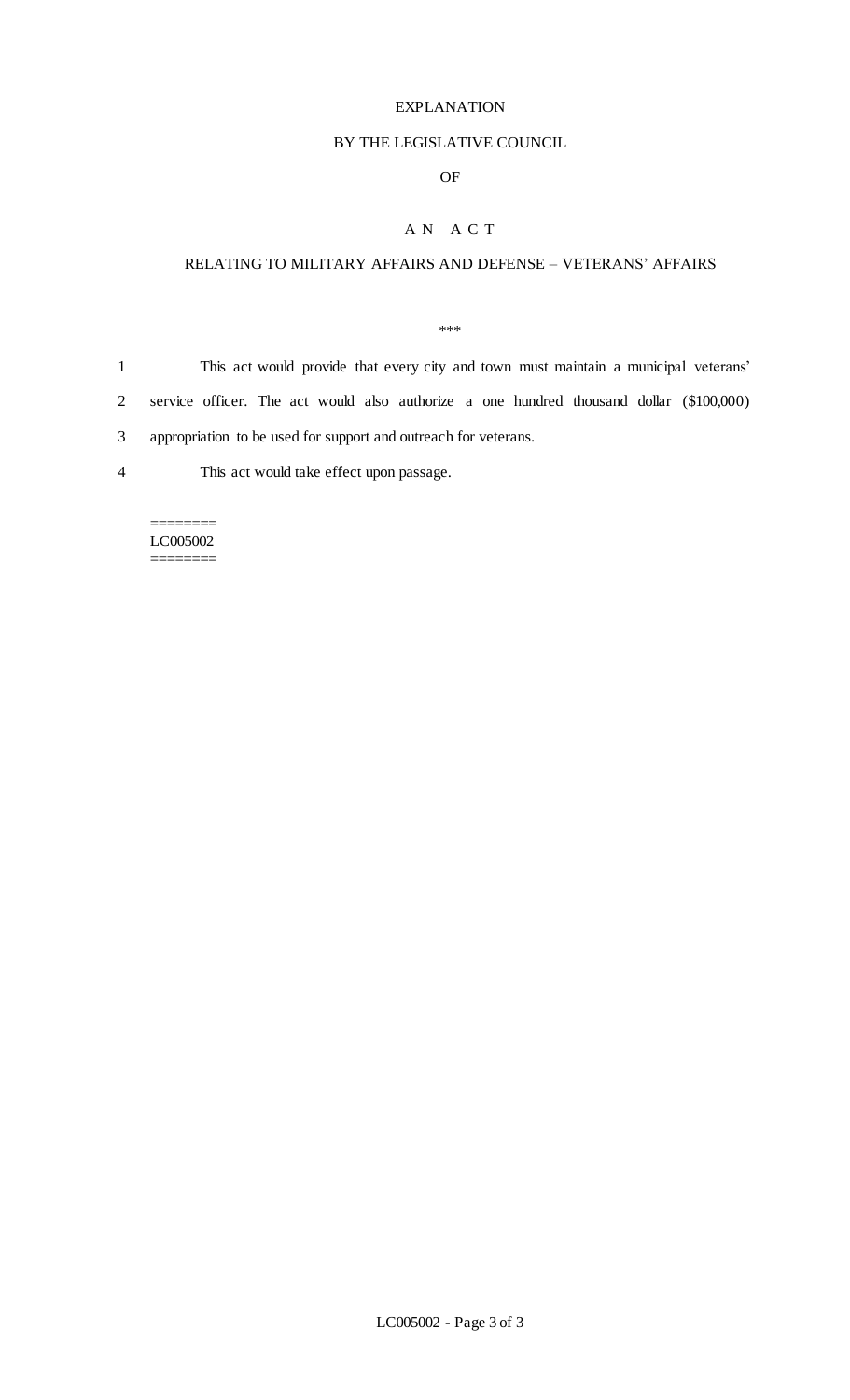EXPLANATION

BY THE LEGISLATIVE COUNCIL

OF

A N A C T

RELATING TO MILITARY AFFAIRS AND DEFENSE – VETERANS' AFFAIRS

\*\*\*

1 This act would provide that every city and town must maintain a municipal veterans'
2 service officer. The act would also authorize a one hundred thousand dollar ($100,000)
3 appropriation to be used for support and outreach for veterans.
4 This act would take effect upon passage.

========
LC005002
========